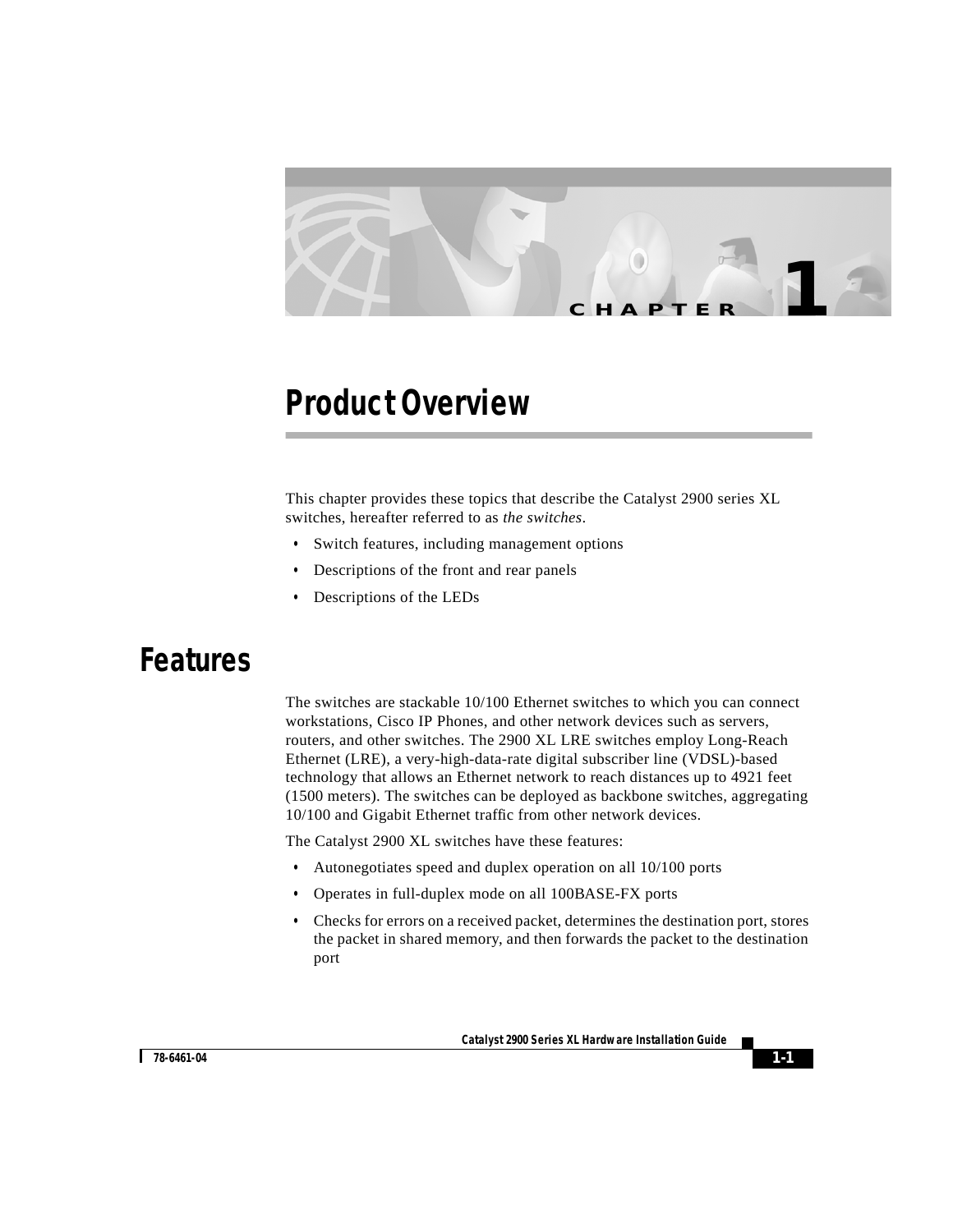# CHAPTER 1

# Product Overview

This chapter provides these topics that describe the Catalyst 2900 series XL switches, hereafter referred to as *the switches*.

- Switch features, including management options
- Descriptions of the front and rear panels
- Descriptions of the LEDs

## Features

The switches are stackable 10/100 Ethernet switches to which you can connect workstations, Cisco IP Phones, and other network devices such as servers, routers, and other switches. The 2900 XL LRE switches employ Long-Reach Ethernet (LRE), a very-high-data-rate digital subscriber line (VDSL)-based technology that allows an Ethernet network to reach distances up to 4921 feet (1500 meters). The switches can be deployed as backbone switches, aggregating 10/100 and Gigabit Ethernet traffic from other network devices.

The Catalyst 2900 XL switches have these features:

- Autonegotiates speed and duplex operation on all 10/100 ports
- Operates in full-duplex mode on all 100BASE-FX ports
- Checks for errors on a received packet, determines the destination port, stores the packet in shared memory, and then forwards the packet to the destination port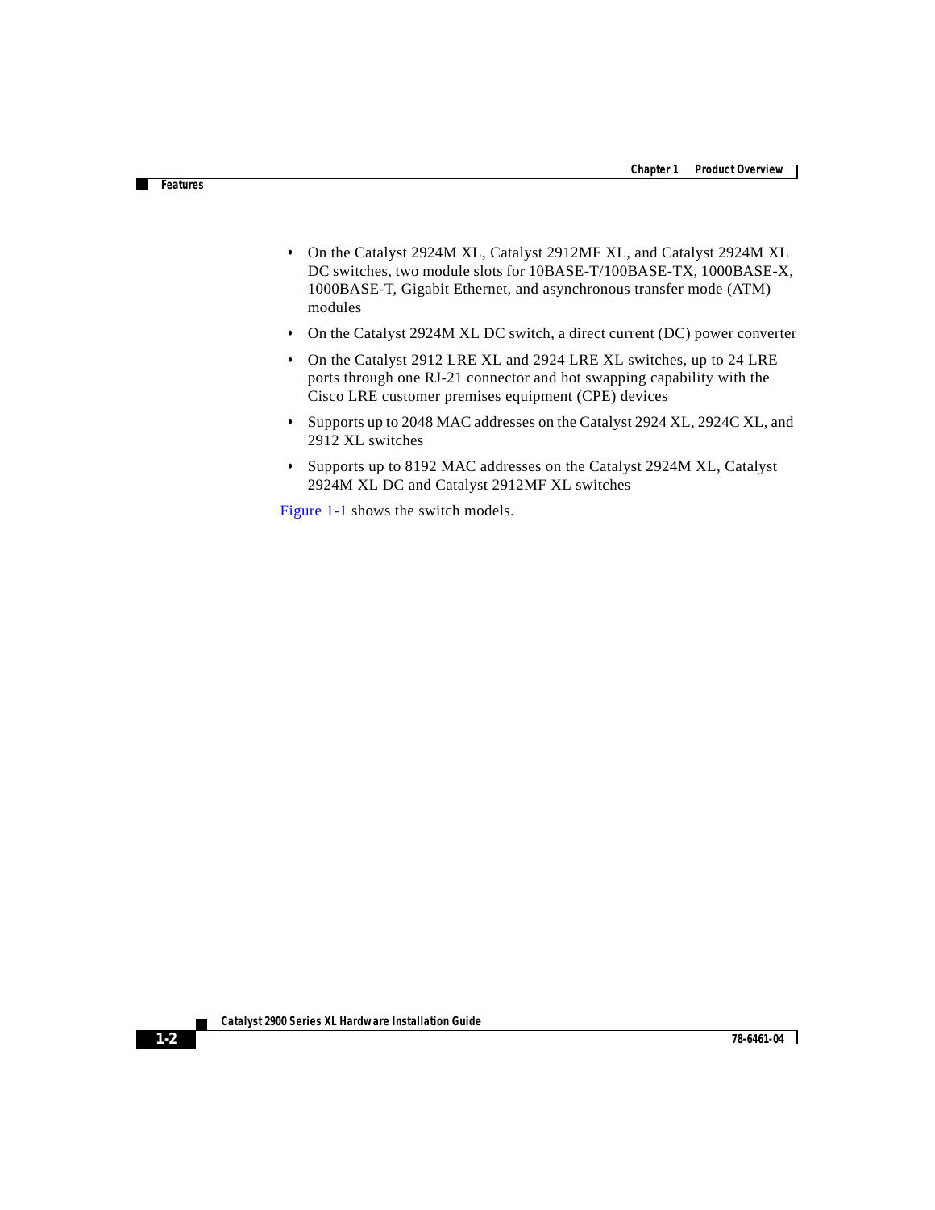- On the Catalyst 2924M XL, Catalyst 2912MF XL, and Catalyst 2924M XL DC switches, two module slots for 10BASE-T/100BASE-TX, 1000BASE-X, 1000BASE-T, Gigabit Ethernet, and asynchronous transfer mode (ATM) modules
- On the Catalyst 2924M XL DC switch, a direct current (DC) power converter
- On the Catalyst 2912 LRE XL and 2924 LRE XL switches, up to 24 LRE ports through one RJ-21 connector and hot swapping capability with the Cisco LRE customer premises equipment (CPE) devices
- Supports up to 2048 MAC addresses on the Catalyst 2924 XL, 2924C XL, and 2912 XL switches
- Supports up to 8192 MAC addresses on the Catalyst 2924M XL, Catalyst 2924M XL DC and Catalyst 2912MF XL switches

Figure 1-1 shows the switch models.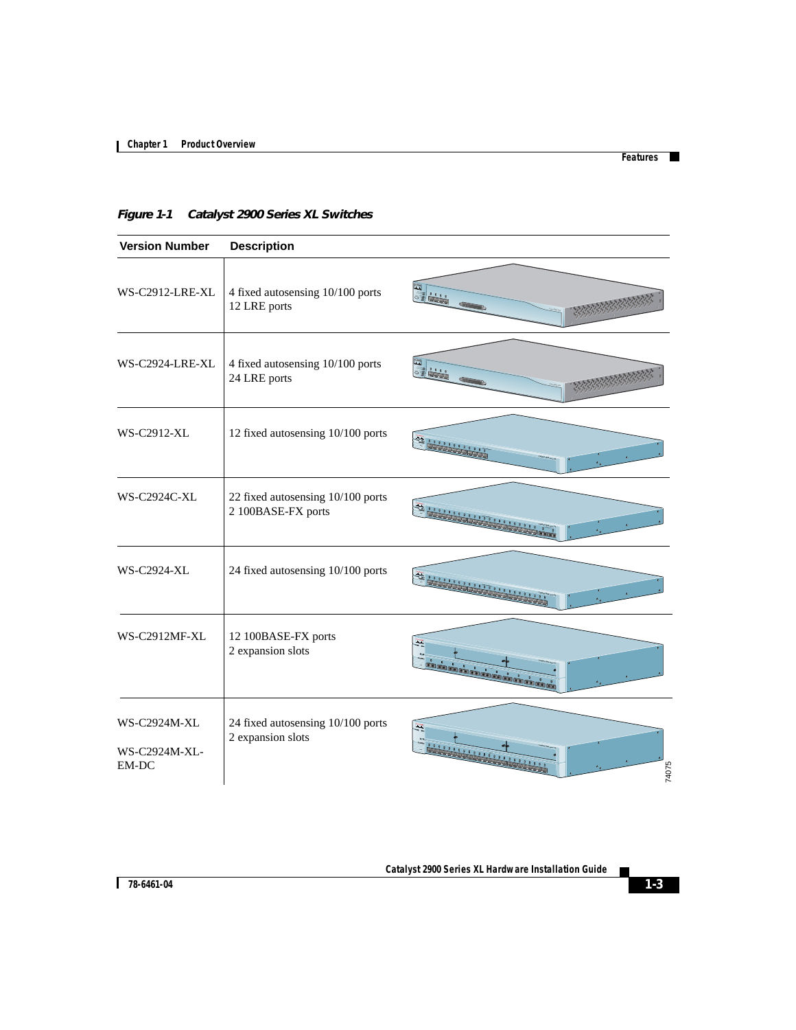*Figure 1-1 Catalyst 2900 Series XL Switches*

| Version Number | Description |
|---|---|
| WS-C2912-LRE-XL | 4 fixed autosensing 10/100 ports<br>12 LRE ports |
| WS-C2924-LRE-XL | 4 fixed autosensing 10/100 ports<br>24 LRE ports |
| WS-C2912-XL | 12 fixed autosensing 10/100 ports |
| WS-C2924C-XL | 22 fixed autosensing 10/100 ports<br>2 100BASE-FX ports |
| WS-C2924-XL | 24 fixed autosensing 10/100 ports |
| WS-C2912MF-XL | 12 100BASE-FX ports<br>2 expansion slots |
| WS-C2924M-XL<br>WS-C2924M-XL-EM-DC | 24 fixed autosensing 10/100 ports<br>2 expansion slots |

74075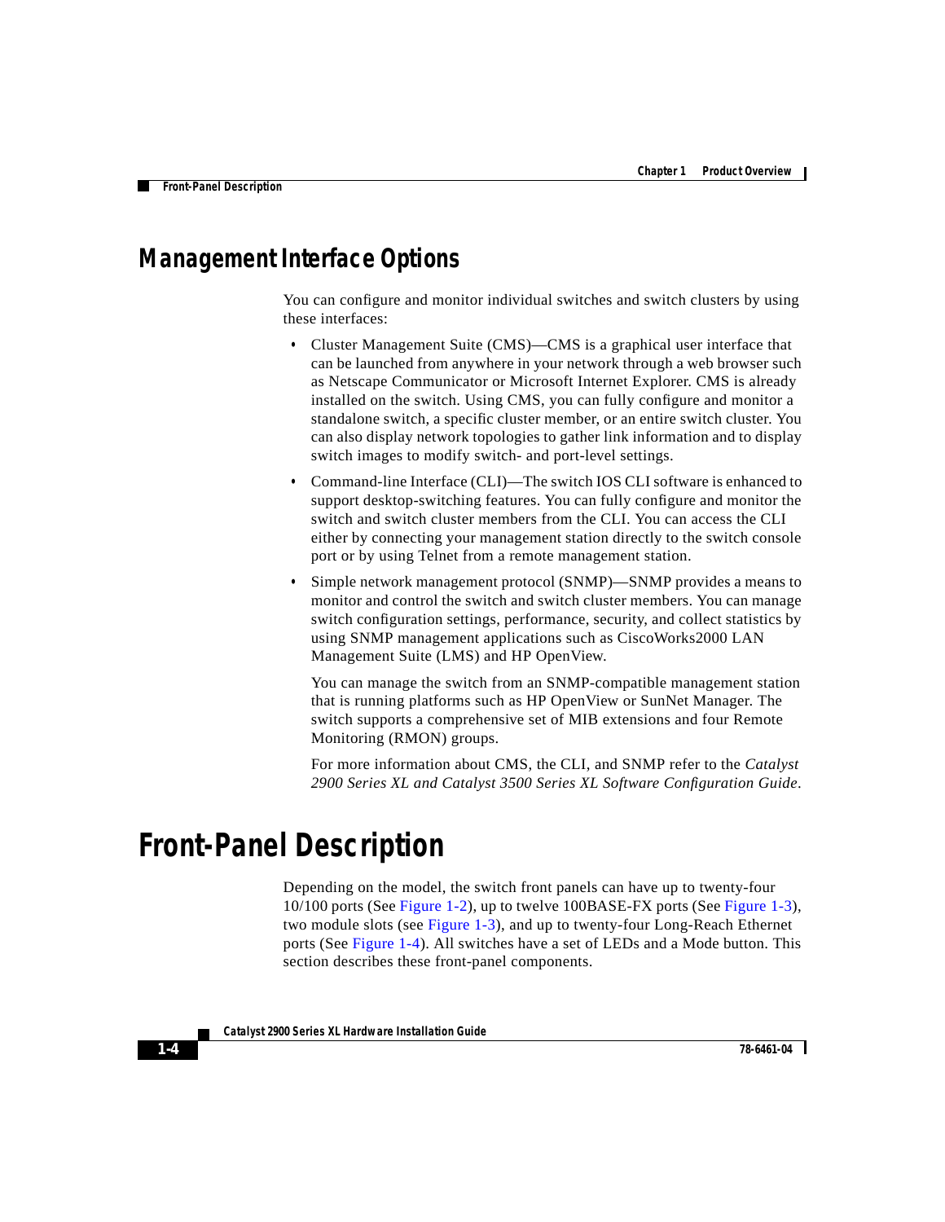## Management Interface Options

You can configure and monitor individual switches and switch clusters by using these interfaces:

- Cluster Management Suite (CMS)—CMS is a graphical user interface that can be launched from anywhere in your network through a web browser such as Netscape Communicator or Microsoft Internet Explorer. CMS is already installed on the switch. Using CMS, you can fully configure and monitor a standalone switch, a specific cluster member, or an entire switch cluster. You can also display network topologies to gather link information and to display switch images to modify switch- and port-level settings.
- Command-line Interface (CLI)—The switch IOS CLI software is enhanced to support desktop-switching features. You can fully configure and monitor the switch and switch cluster members from the CLI. You can access the CLI either by connecting your management station directly to the switch console port or by using Telnet from a remote management station.
- Simple network management protocol (SNMP)—SNMP provides a means to monitor and control the switch and switch cluster members. You can manage switch configuration settings, performance, security, and collect statistics by using SNMP management applications such as CiscoWorks2000 LAN Management Suite (LMS) and HP OpenView.

  You can manage the switch from an SNMP-compatible management station that is running platforms such as HP OpenView or SunNet Manager. The switch supports a comprehensive set of MIB extensions and four Remote Monitoring (RMON) groups.

  For more information about CMS, the CLI, and SNMP refer to the *Catalyst 2900 Series XL and Catalyst 3500 Series XL Software Configuration Guide*.

# Front-Panel Description

Depending on the model, the switch front panels can have up to twenty-four 10/100 ports (See Figure 1-2), up to twelve 100BASE-FX ports (See Figure 1-3), two module slots (see Figure 1-3), and up to twenty-four Long-Reach Ethernet ports (See Figure 1-4). All switches have a set of LEDs and a Mode button. This section describes these front-panel components.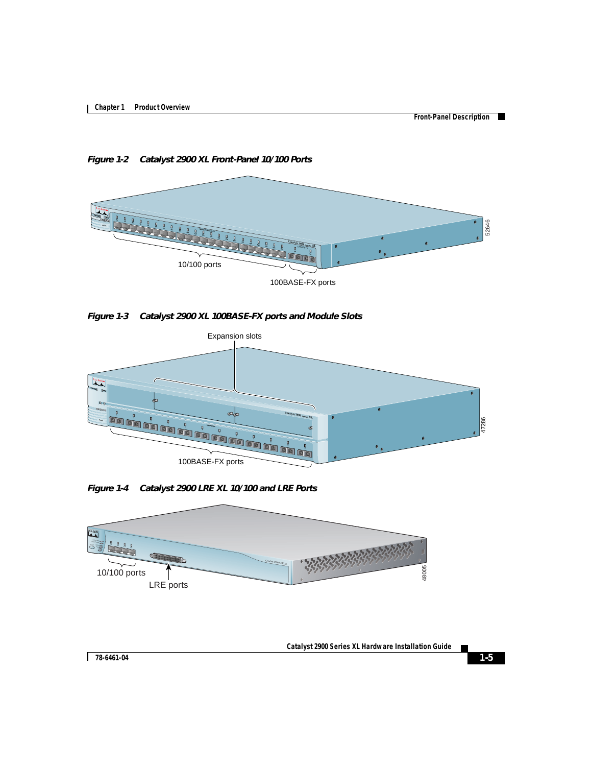Figure 1-2 Catalyst 2900 XL Front-Panel 10/100 Ports

10/100 ports

100BASE-FX ports

Figure 1-3 Catalyst 2900 XL 100BASE-FX ports and Module Slots

Expansion slots

100BASE-FX ports

Figure 1-4 Catalyst 2900 LRE XL 10/100 and LRE Ports

10/100 ports

LRE ports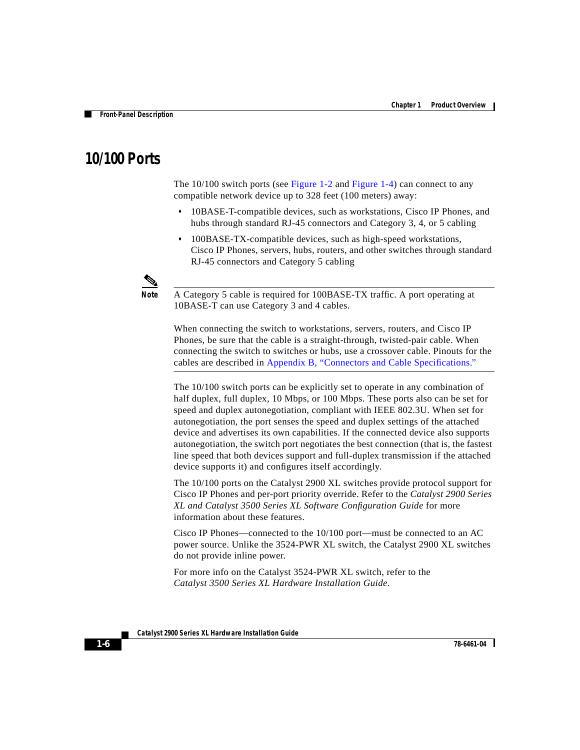## 10/100 Ports

The 10/100 switch ports (see Figure 1-2 and Figure 1-4) can connect to any compatible network device up to 328 feet (100 meters) away:

- 10BASE-T-compatible devices, such as workstations, Cisco IP Phones, and hubs through standard RJ-45 connectors and Category 3, 4, or 5 cabling
- 100BASE-TX-compatible devices, such as high-speed workstations, Cisco IP Phones, servers, hubs, routers, and other switches through standard RJ-45 connectors and Category 5 cabling

**Note** A Category 5 cable is required for 100BASE-TX traffic. A port operating at 10BASE-T can use Category 3 and 4 cables.

When connecting the switch to workstations, servers, routers, and Cisco IP Phones, be sure that the cable is a straight-through, twisted-pair cable. When connecting the switch to switches or hubs, use a crossover cable. Pinouts for the cables are described in Appendix B, "Connectors and Cable Specifications."

The 10/100 switch ports can be explicitly set to operate in any combination of half duplex, full duplex, 10 Mbps, or 100 Mbps. These ports also can be set for speed and duplex autonegotiation, compliant with IEEE 802.3U. When set for autonegotiation, the port senses the speed and duplex settings of the attached device and advertises its own capabilities. If the connected device also supports autonegotiation, the switch port negotiates the best connection (that is, the fastest line speed that both devices support and full-duplex transmission if the attached device supports it) and configures itself accordingly.

The 10/100 ports on the Catalyst 2900 XL switches provide protocol support for Cisco IP Phones and per-port priority override. Refer to the *Catalyst 2900 Series XL and Catalyst 3500 Series XL Software Configuration Guide* for more information about these features.

Cisco IP Phones—connected to the 10/100 port—must be connected to an AC power source. Unlike the 3524-PWR XL switch, the Catalyst 2900 XL switches do not provide inline power.

For more info on the Catalyst 3524-PWR XL switch, refer to the *Catalyst 3500 Series XL Hardware Installation Guide*.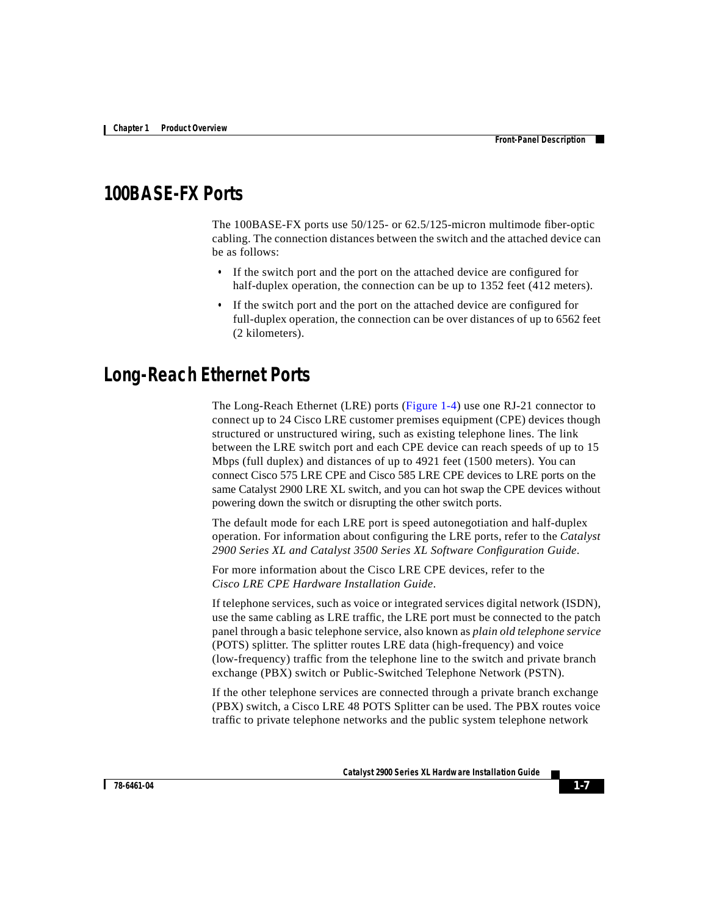## 100BASE-FX Ports

The 100BASE-FX ports use 50/125- or 62.5/125-micron multimode fiber-optic cabling. The connection distances between the switch and the attached device can be as follows:

- If the switch port and the port on the attached device are configured for half-duplex operation, the connection can be up to 1352 feet (412 meters).
- If the switch port and the port on the attached device are configured for full-duplex operation, the connection can be over distances of up to 6562 feet (2 kilometers).

## Long-Reach Ethernet Ports

The Long-Reach Ethernet (LRE) ports (Figure 1-4) use one RJ-21 connector to connect up to 24 Cisco LRE customer premises equipment (CPE) devices though structured or unstructured wiring, such as existing telephone lines. The link between the LRE switch port and each CPE device can reach speeds of up to 15 Mbps (full duplex) and distances of up to 4921 feet (1500 meters). You can connect Cisco 575 LRE CPE and Cisco 585 LRE CPE devices to LRE ports on the same Catalyst 2900 LRE XL switch, and you can hot swap the CPE devices without powering down the switch or disrupting the other switch ports.

The default mode for each LRE port is speed autonegotiation and half-duplex operation. For information about configuring the LRE ports, refer to the *Catalyst 2900 Series XL and Catalyst 3500 Series XL Software Configuration Guide*.

For more information about the Cisco LRE CPE devices, refer to the *Cisco LRE CPE Hardware Installation Guide*.

If telephone services, such as voice or integrated services digital network (ISDN), use the same cabling as LRE traffic, the LRE port must be connected to the patch panel through a basic telephone service, also known as *plain old telephone service* (POTS) splitter. The splitter routes LRE data (high-frequency) and voice (low-frequency) traffic from the telephone line to the switch and private branch exchange (PBX) switch or Public-Switched Telephone Network (PSTN).

If the other telephone services are connected through a private branch exchange (PBX) switch, a Cisco LRE 48 POTS Splitter can be used. The PBX routes voice traffic to private telephone networks and the public system telephone network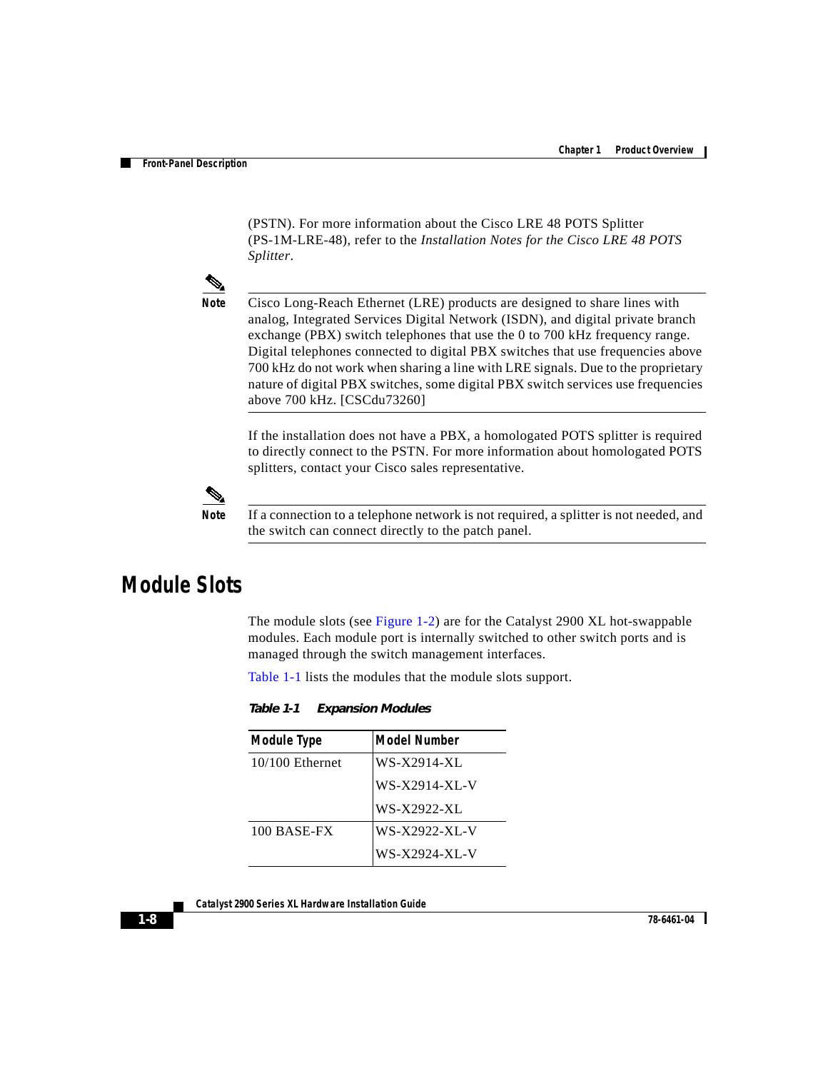(PSTN). For more information about the Cisco LRE 48 POTS Splitter (PS-1M-LRE-48), refer to the *Installation Notes for the Cisco LRE 48 POTS Splitter*.

**Note** Cisco Long-Reach Ethernet (LRE) products are designed to share lines with analog, Integrated Services Digital Network (ISDN), and digital private branch exchange (PBX) switch telephones that use the 0 to 700 kHz frequency range. Digital telephones connected to digital PBX switches that use frequencies above 700 kHz do not work when sharing a line with LRE signals. Due to the proprietary nature of digital PBX switches, some digital PBX switch services use frequencies above 700 kHz. [CSCdu73260]

If the installation does not have a PBX, a homologated POTS splitter is required to directly connect to the PSTN. For more information about homologated POTS splitters, contact your Cisco sales representative.

**Note** If a connection to a telephone network is not required, a splitter is not needed, and the switch can connect directly to the patch panel.

## Module Slots

The module slots (see Figure 1-2) are for the Catalyst 2900 XL hot-swappable modules. Each module port is internally switched to other switch ports and is managed through the switch management interfaces.

Table 1-1 lists the modules that the module slots support.

***Table 1-1 Expansion Modules***

| Module Type | Model Number |
|---|---|
| 10/100 Ethernet | WS-X2914-XL |
| | WS-X2914-XL-V |
| | WS-X2922-XL |
| 100 BASE-FX | WS-X2922-XL-V |
| | WS-X2924-XL-V |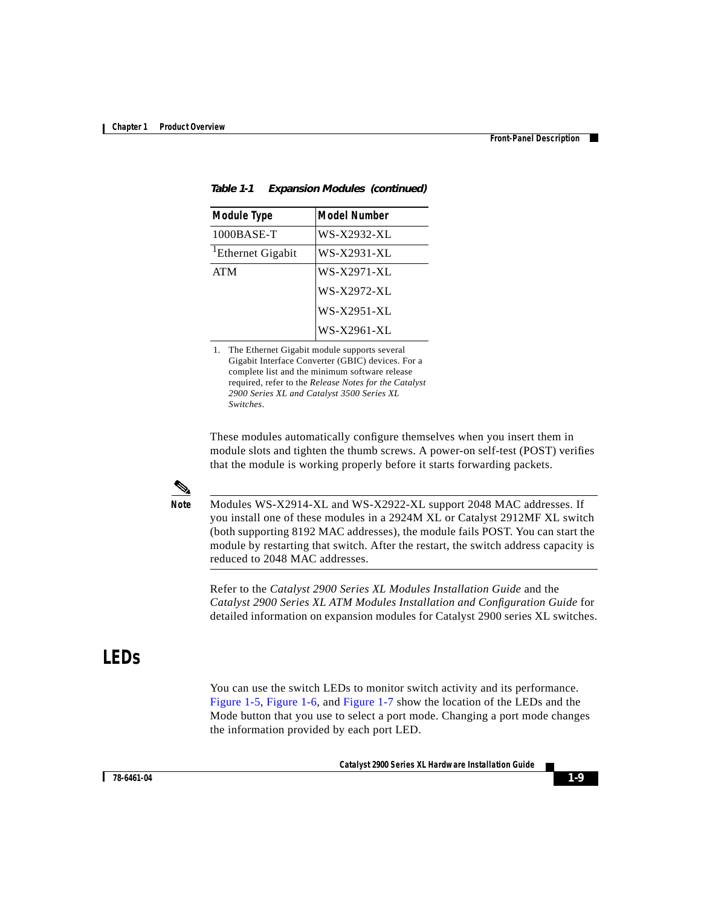*Table 1-1 Expansion Modules (continued)*

| Module Type | Model Number |
|---|---|
| 1000BASE-T | WS-X2932-XL |
| [1]Ethernet Gigabit | WS-X2931-XL |
| ATM | WS-X2971-XL |
| | WS-X2972-XL |
| | WS-X2951-XL |
| | WS-X2961-XL |

1. The Ethernet Gigabit module supports several Gigabit Interface Converter (GBIC) devices. For a complete list and the minimum software release required, refer to the *Release Notes for the Catalyst 2900 Series XL and Catalyst 3500 Series XL Switches*.

These modules automatically configure themselves when you insert them in module slots and tighten the thumb screws. A power-on self-test (POST) verifies that the module is working properly before it starts forwarding packets.

**Note** Modules WS-X2914-XL and WS-X2922-XL support 2048 MAC addresses. If you install one of these modules in a 2924M XL or Catalyst 2912MF XL switch (both supporting 8192 MAC addresses), the module fails POST. You can start the module by restarting that switch. After the restart, the switch address capacity is reduced to 2048 MAC addresses.

Refer to the *Catalyst 2900 Series XL Modules Installation Guide* and the *Catalyst 2900 Series XL ATM Modules Installation and Configuration Guide* for detailed information on expansion modules for Catalyst 2900 series XL switches.

# LEDs

You can use the switch LEDs to monitor switch activity and its performance. Figure 1-5, Figure 1-6, and Figure 1-7 show the location of the LEDs and the Mode button that you use to select a port mode. Changing a port mode changes the information provided by each port LED.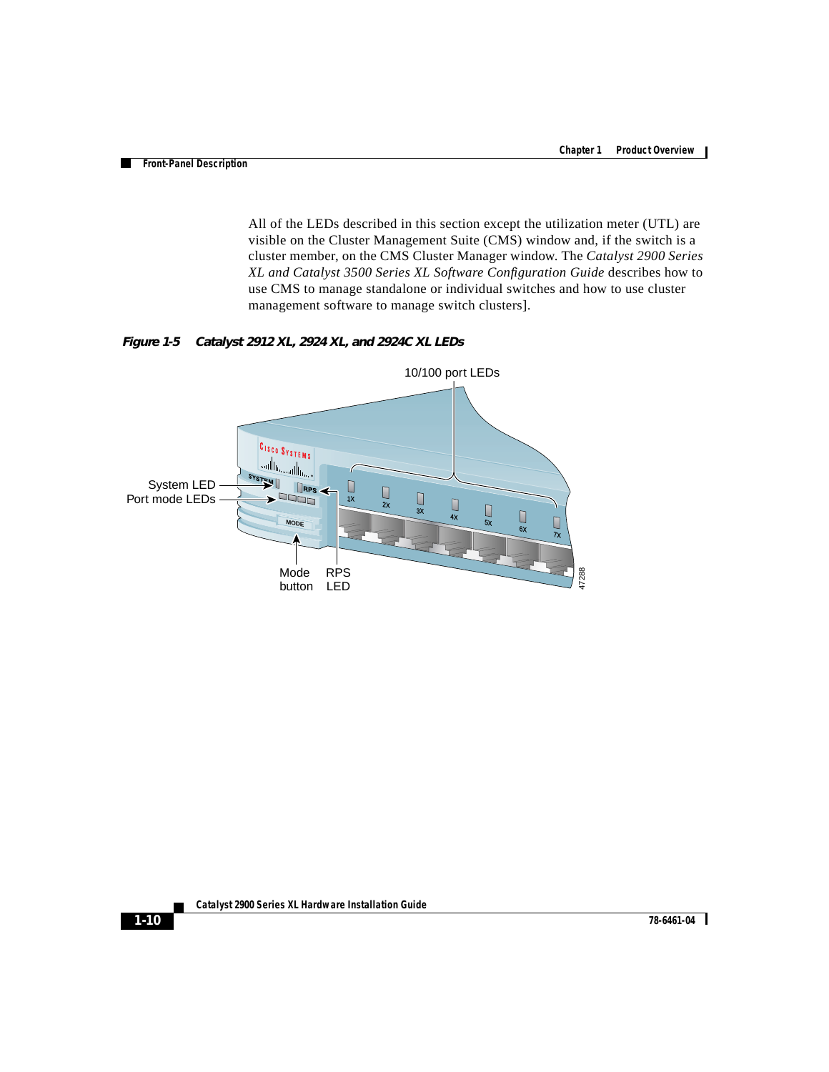All of the LEDs described in this section except the utilization meter (UTL) are visible on the Cluster Management Suite (CMS) window and, if the switch is a cluster member, on the CMS Cluster Manager window. The *Catalyst 2900 Series XL and Catalyst 3500 Series XL Software Configuration Guide* describes how to use CMS to manage standalone or individual switches and how to use cluster management software to manage switch clusters].

***Figure 1-5 Catalyst 2912 XL, 2924 XL, and 2924C XL LEDs***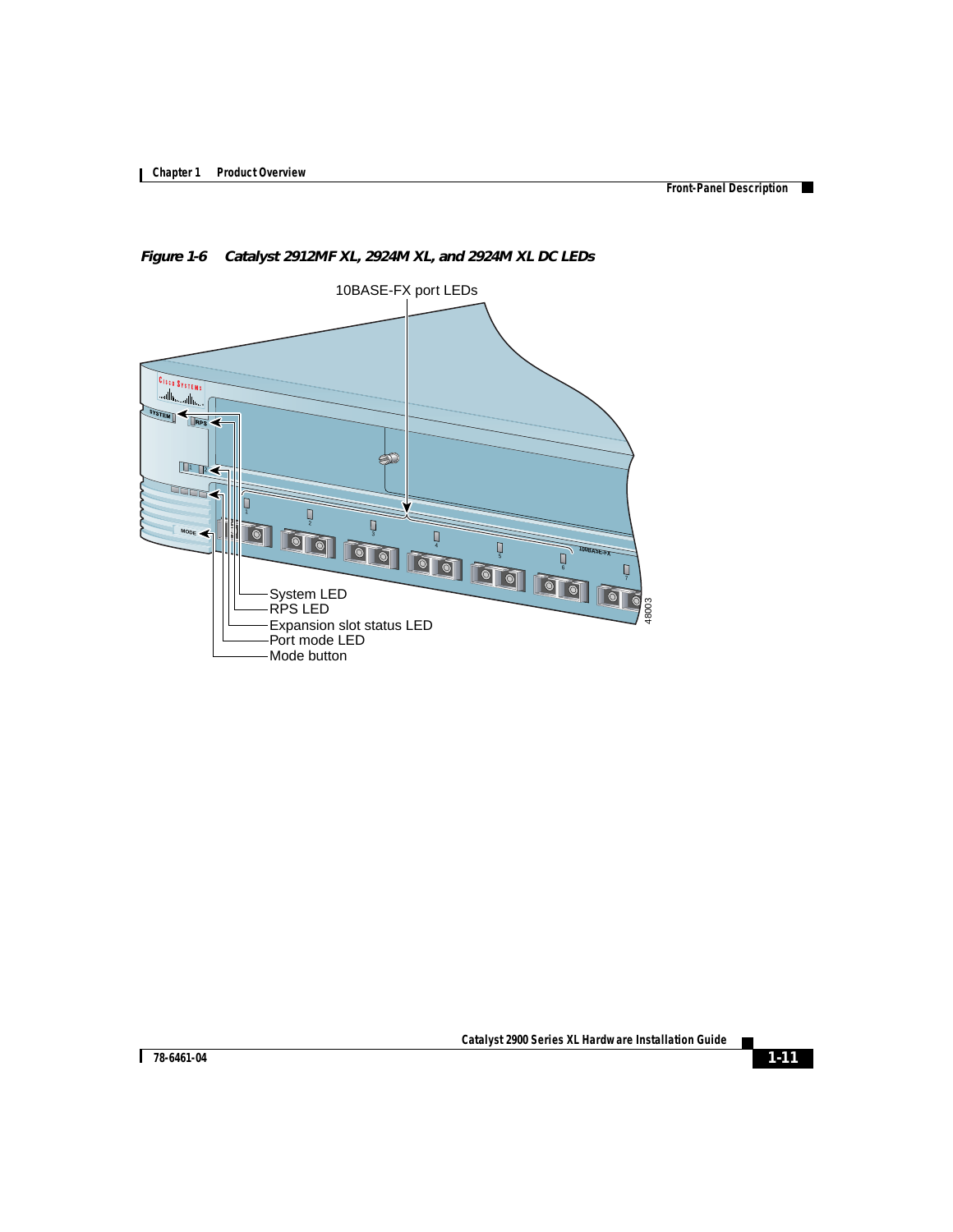*Figure 1-6 Catalyst 2912MF XL, 2924M XL, and 2924M XL DC LEDs*

10BASE-FX port LEDs

System LED
RPS LED
Expansion slot status LED
Port mode LED
Mode button

48003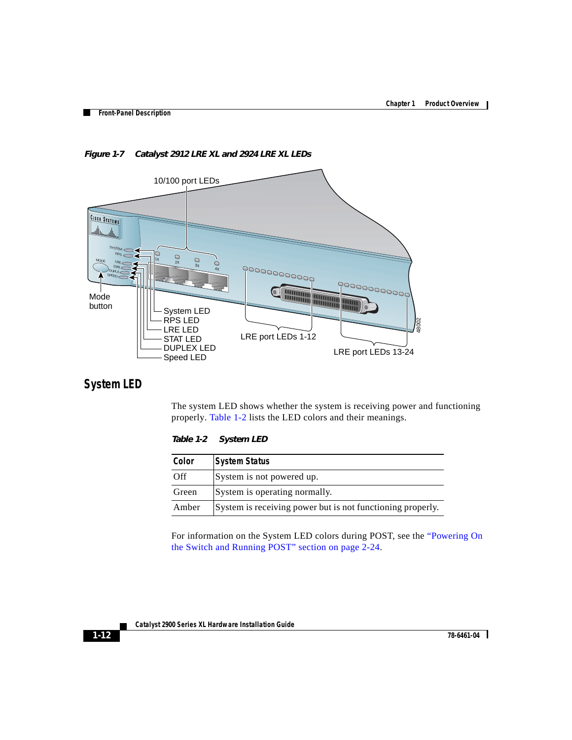*Figure 1-7 Catalyst 2912 LRE XL and 2924 LRE XL LEDs*

## System LED

The system LED shows whether the system is receiving power and functioning properly. Table 1-2 lists the LED colors and their meanings.

*Table 1-2 System LED*

| Color | System Status |
|---|---|
| Off | System is not powered up. |
| Green | System is operating normally. |
| Amber | System is receiving power but is not functioning properly. |

For information on the System LED colors during POST, see the "Powering On the Switch and Running POST" section on page 2-24.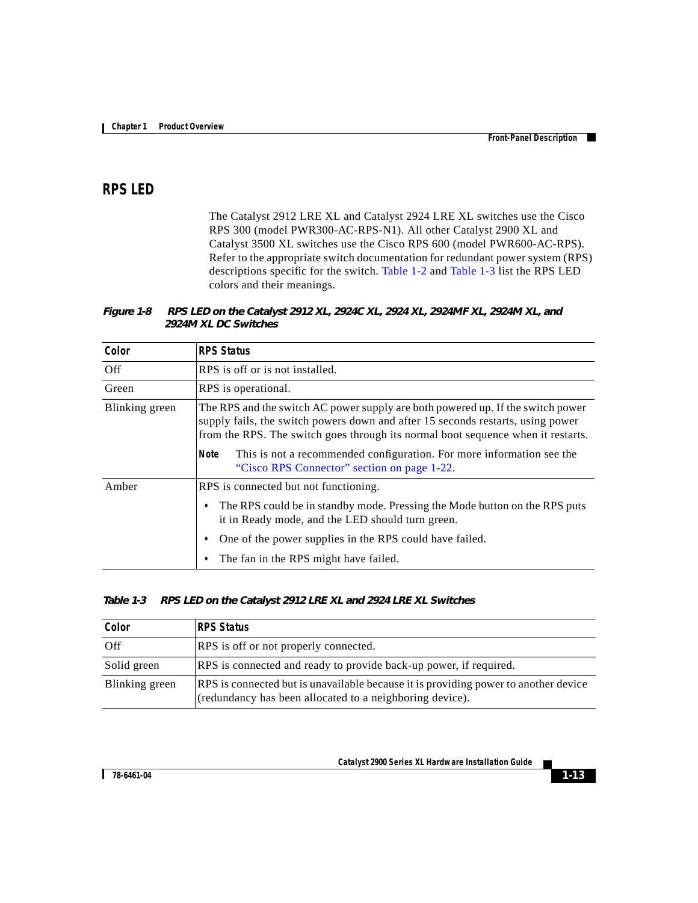## RPS LED

The Catalyst 2912 LRE XL and Catalyst 2924 LRE XL switches use the Cisco RPS 300 (model PWR300-AC-RPS-N1). All other Catalyst 2900 XL and Catalyst 3500 XL switches use the Cisco RPS 600 (model PWR600-AC-RPS). Refer to the appropriate switch documentation for redundant power system (RPS) descriptions specific for the switch. Table 1-2 and Table 1-3 list the RPS LED colors and their meanings.

***Figure 1-8 RPS LED on the Catalyst 2912 XL, 2924C XL, 2924 XL, 2924MF XL, 2924M XL, and 2924M XL DC Switches***

| Color | RPS Status |
|---|---|
| Off | RPS is off or is not installed. |
| Green | RPS is operational. |
| Blinking green | The RPS and the switch AC power supply are both powered up. If the switch power supply fails, the switch powers down and after 15 seconds restarts, using power from the RPS. The switch goes through its normal boot sequence when it restarts. **Note** This is not a recommended configuration. For more information see the "Cisco RPS Connector" section on page 1-22. |
| Amber | RPS is connected but not functioning. • The RPS could be in standby mode. Pressing the Mode button on the RPS puts it in Ready mode, and the LED should turn green. • One of the power supplies in the RPS could have failed. • The fan in the RPS might have failed. |

***Table 1-3 RPS LED on the Catalyst 2912 LRE XL and 2924 LRE XL Switches***

| Color | RPS Status |
|---|---|
| Off | RPS is off or not properly connected. |
| Solid green | RPS is connected and ready to provide back-up power, if required. |
| Blinking green | RPS is connected but is unavailable because it is providing power to another device (redundancy has been allocated to a neighboring device). |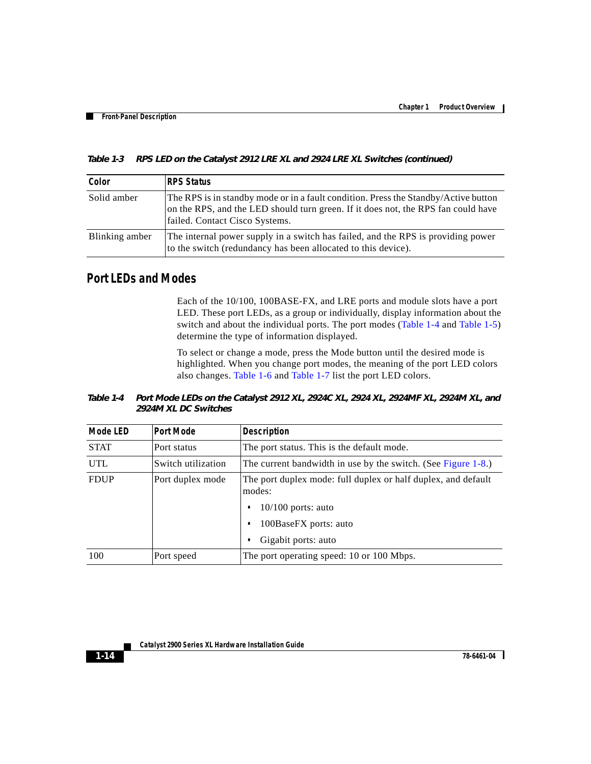*Table 1-3 RPS LED on the Catalyst 2912 LRE XL and 2924 LRE XL Switches (continued)*

| Color | RPS Status |
|---|---|
| Solid amber | The RPS is in standby mode or in a fault condition. Press the Standby/Active button on the RPS, and the LED should turn green. If it does not, the RPS fan could have failed. Contact Cisco Systems. |
| Blinking amber | The internal power supply in a switch has failed, and the RPS is providing power to the switch (redundancy has been allocated to this device). |

## Port LEDs and Modes

Each of the 10/100, 100BASE-FX, and LRE ports and module slots have a port LED. These port LEDs, as a group or individually, display information about the switch and about the individual ports. The port modes (Table 1-4 and Table 1-5) determine the type of information displayed.

To select or change a mode, press the Mode button until the desired mode is highlighted. When you change port modes, the meaning of the port LED colors also changes. Table 1-6 and Table 1-7 list the port LED colors.

*Table 1-4 Port Mode LEDs on the Catalyst 2912 XL, 2924C XL, 2924 XL, 2924MF XL, 2924M XL, and 2924M XL DC Switches*

| Mode LED | Port Mode | Description |
|---|---|---|
| STAT | Port status | The port status. This is the default mode. |
| UTL | Switch utilization | The current bandwidth in use by the switch. (See Figure 1-8.) |
| FDUP | Port duplex mode | The port duplex mode: full duplex or half duplex, and default modes:<br>• 10/100 ports: auto<br>• 100BaseFX ports: auto<br>• Gigabit ports: auto |
| 100 | Port speed | The port operating speed: 10 or 100 Mbps. |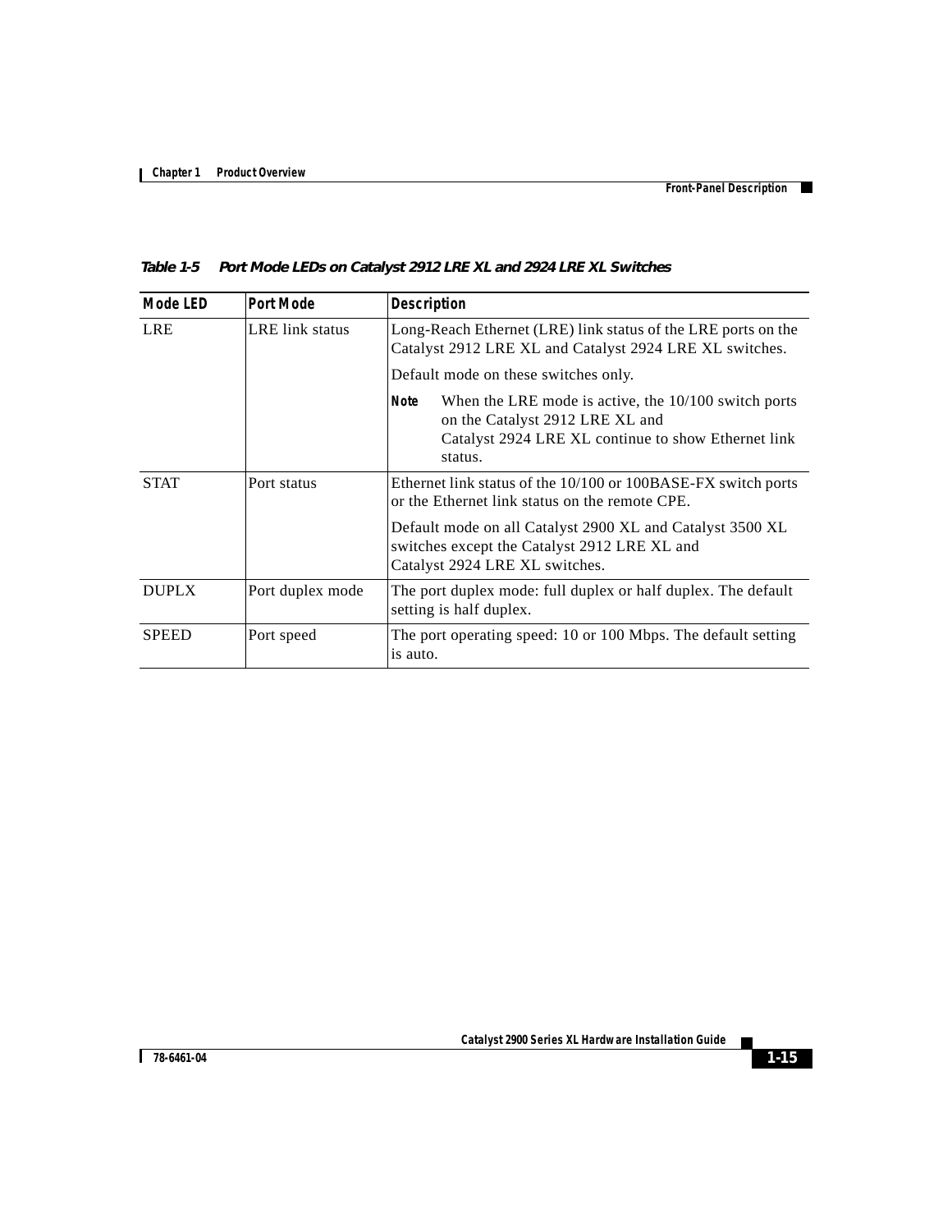*Table 1-5 Port Mode LEDs on Catalyst 2912 LRE XL and 2924 LRE XL Switches*

| Mode LED | Port Mode | Description |
| --- | --- | --- |
| LRE | LRE link status | Long-Reach Ethernet (LRE) link status of the LRE ports on the Catalyst 2912 LRE XL and Catalyst 2924 LRE XL switches.<br><br>Default mode on these switches only.<br><br>**Note** When the LRE mode is active, the 10/100 switch ports on the Catalyst 2912 LRE XL and Catalyst 2924 LRE XL continue to show Ethernet link status. |
| STAT | Port status | Ethernet link status of the 10/100 or 100BASE-FX switch ports or the Ethernet link status on the remote CPE.<br><br>Default mode on all Catalyst 2900 XL and Catalyst 3500 XL switches except the Catalyst 2912 LRE XL and Catalyst 2924 LRE XL switches. |
| DUPLX | Port duplex mode | The port duplex mode: full duplex or half duplex. The default setting is half duplex. |
| SPEED | Port speed | The port operating speed: 10 or 100 Mbps. The default setting is auto. |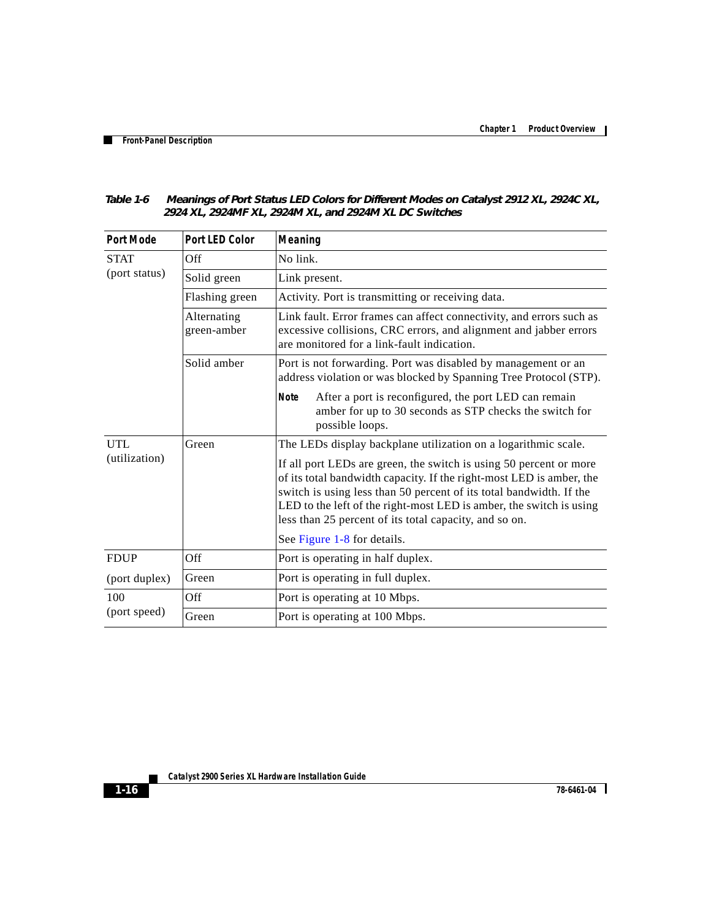*Table 1-6 Meanings of Port Status LED Colors for Different Modes on Catalyst 2912 XL, 2924C XL, 2924 XL, 2924MF XL, 2924M XL, and 2924M XL DC Switches*

| Port Mode | Port LED Color | Meaning |
|---|---|---|
| STAT (port status) | Off | No link. |
| | Solid green | Link present. |
| | Flashing green | Activity. Port is transmitting or receiving data. |
| | Alternating green-amber | Link fault. Error frames can affect connectivity, and errors such as excessive collisions, CRC errors, and alignment and jabber errors are monitored for a link-fault indication. |
| | Solid amber | Port is not forwarding. Port was disabled by management or an address violation or was blocked by Spanning Tree Protocol (STP). **Note** After a port is reconfigured, the port LED can remain amber for up to 30 seconds as STP checks the switch for possible loops. |
| UTL (utilization) | Green | The LEDs display backplane utilization on a logarithmic scale. If all port LEDs are green, the switch is using 50 percent or more of its total bandwidth capacity. If the right-most LED is amber, the switch is using less than 50 percent of its total bandwidth. If the LED to the left of the right-most LED is amber, the switch is using less than 25 percent of its total capacity, and so on. See Figure 1-8 for details. |
| FDUP (port duplex) | Off | Port is operating in half duplex. |
| | Green | Port is operating in full duplex. |
| 100 (port speed) | Off | Port is operating at 10 Mbps. |
| | Green | Port is operating at 100 Mbps. |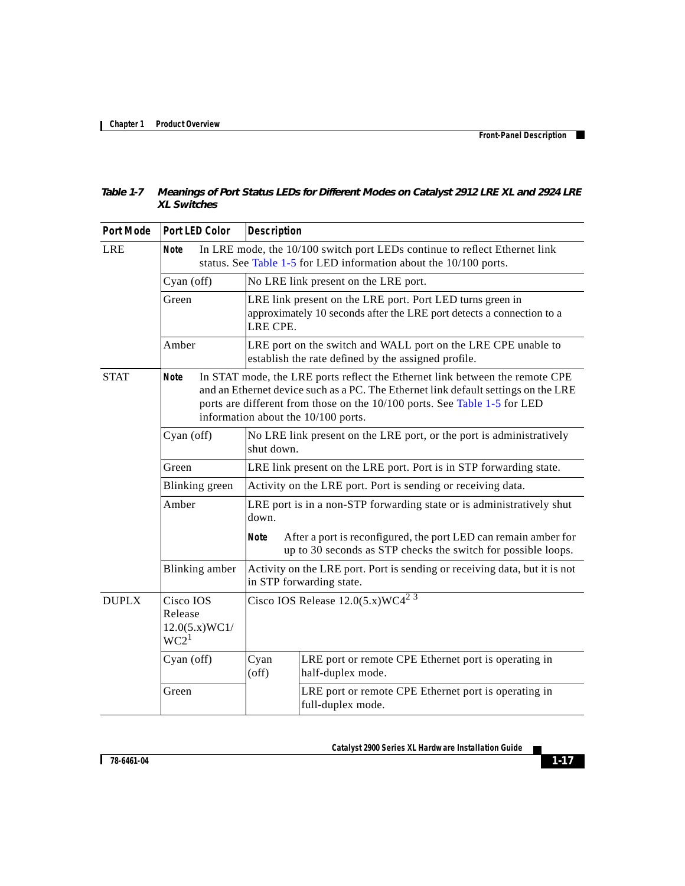*Table 1-7 Meanings of Port Status LEDs for Different Modes on Catalyst 2912 LRE XL and 2924 LRE XL Switches*

| Port Mode | Port LED Color | Description | |
|---|---|---|---|
| LRE | **Note** In LRE mode, the 10/100 switch port LEDs continue to reflect Ethernet link status. See Table 1-5 for LED information about the 10/100 ports. | | |
| | Cyan (off) | No LRE link present on the LRE port. | |
| | Green | LRE link present on the LRE port. Port LED turns green in approximately 10 seconds after the LRE port detects a connection to a LRE CPE. | |
| | Amber | LRE port on the switch and WALL port on the LRE CPE unable to establish the rate defined by the assigned profile. | |
| STAT | **Note** In STAT mode, the LRE ports reflect the Ethernet link between the remote CPE and an Ethernet device such as a PC. The Ethernet link default settings on the LRE ports are different from those on the 10/100 ports. See Table 1-5 for LED information about the 10/100 ports. | | |
| | Cyan (off) | No LRE link present on the LRE port, or the port is administratively shut down. | |
| | Green | LRE link present on the LRE port. Port is in STP forwarding state. | |
| | Blinking green | Activity on the LRE port. Port is sending or receiving data. | |
| | Amber | LRE port is in a non-STP forwarding state or is administratively shut down. **Note** After a port is reconfigured, the port LED can remain amber for up to 30 seconds as STP checks the switch for possible loops. | |
| | Blinking amber | Activity on the LRE port. Port is sending or receiving data, but it is not in STP forwarding state. | |
| DUPLX | Cisco IOS Release 12.0(5.x)WC1/WC2[1] | Cisco IOS Release 12.0(5.x)WC4[2] [3] | |
| | Cyan (off) | Cyan (off) | LRE port or remote CPE Ethernet port is operating in half-duplex mode. |
| | Green | | LRE port or remote CPE Ethernet port is operating in full-duplex mode. |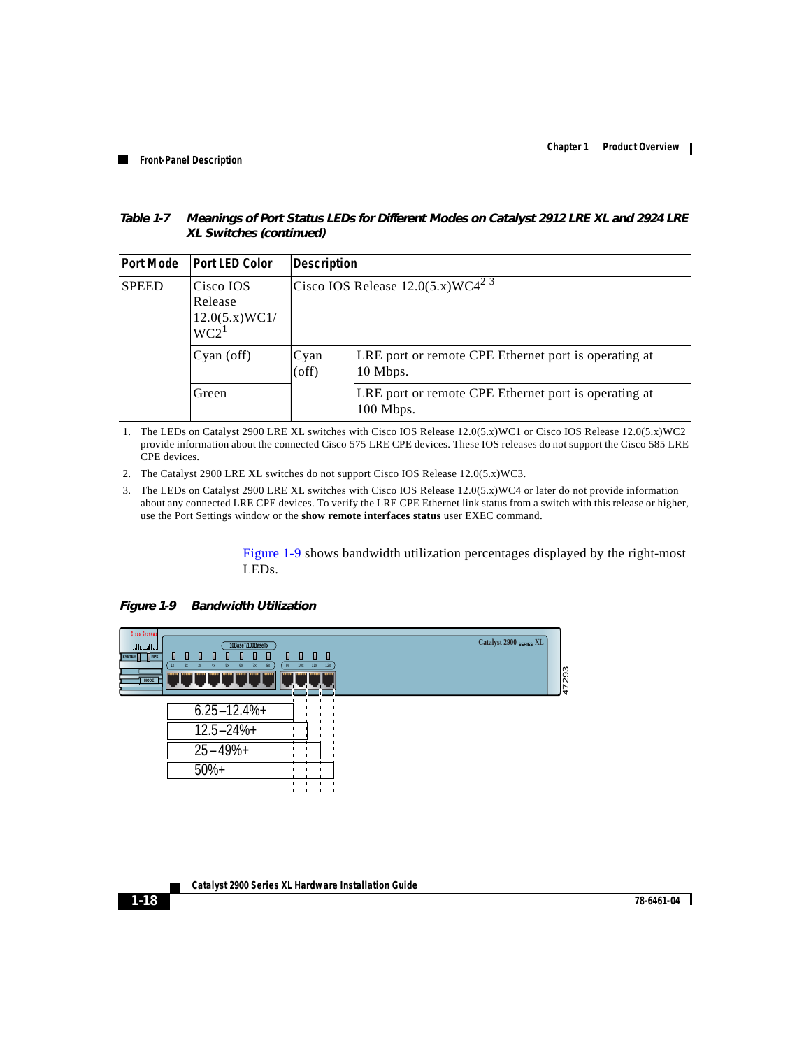*Table 1-7 Meanings of Port Status LEDs for Different Modes on Catalyst 2912 LRE XL and 2924 LRE XL Switches (continued)*

| Port Mode | Port LED Color | Description | |
|---|---|---|---|
| SPEED | Cisco IOS Release 12.0(5.x)WC1/ WC2[1] | Cisco IOS Release 12.0(5.x)WC4[2] [3] | |
| | Cyan (off) | Cyan (off) | LRE port or remote CPE Ethernet port is operating at 10 Mbps. |
| | Green | | LRE port or remote CPE Ethernet port is operating at 100 Mbps. |

1. The LEDs on Catalyst 2900 LRE XL switches with Cisco IOS Release 12.0(5.x)WC1 or Cisco IOS Release 12.0(5.x)WC2 provide information about the connected Cisco 575 LRE CPE devices. These IOS releases do not support the Cisco 585 LRE CPE devices.
2. The Catalyst 2900 LRE XL switches do not support Cisco IOS Release 12.0(5.x)WC3.
3. The LEDs on Catalyst 2900 LRE XL switches with Cisco IOS Release 12.0(5.x)WC4 or later do not provide information about any connected LRE CPE devices. To verify the LRE CPE Ethernet link status from a switch with this release or higher, use the Port Settings window or the **show remote interfaces status** user EXEC command.

Figure 1-9 shows bandwidth utilization percentages displayed by the right-most LEDs.

*Figure 1-9 Bandwidth Utilization*

6.25–12.4%+

12.5–24%+

25–49%+

50%+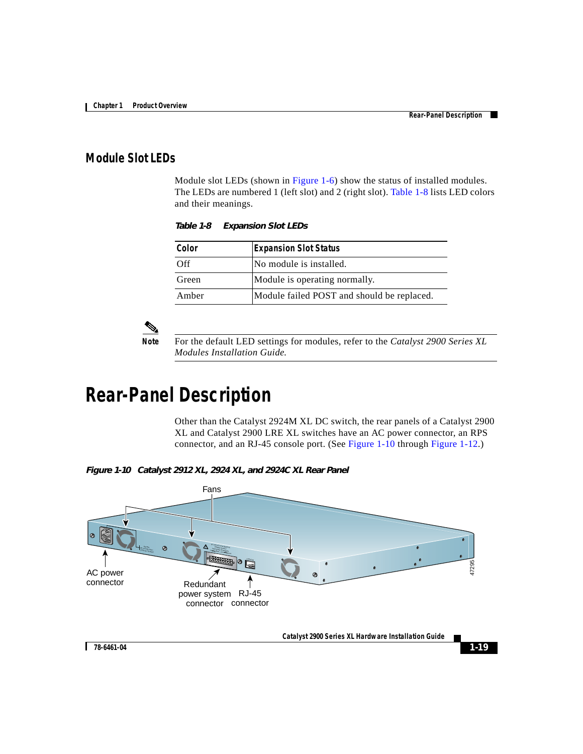## Module Slot LEDs

Module slot LEDs (shown in Figure 1-6) show the status of installed modules. The LEDs are numbered 1 (left slot) and 2 (right slot). Table 1-8 lists LED colors and their meanings.

*Table 1-8 Expansion Slot LEDs*

| Color | Expansion Slot Status |
|---|---|
| Off | No module is installed. |
| Green | Module is operating normally. |
| Amber | Module failed POST and should be replaced. |

**Note** For the default LED settings for modules, refer to the *Catalyst 2900 Series XL Modules Installation Guide.*

# Rear-Panel Description

Other than the Catalyst 2924M XL DC switch, the rear panels of a Catalyst 2900 XL and Catalyst 2900 LRE XL switches have an AC power connector, an RPS connector, and an RJ-45 console port. (See Figure 1-10 through Figure 1-12.)

*Figure 1-10 Catalyst 2912 XL, 2924 XL, and 2924C XL Rear Panel*

Fans

AC power connector

Redundant power system connector

RJ-45 connector

47295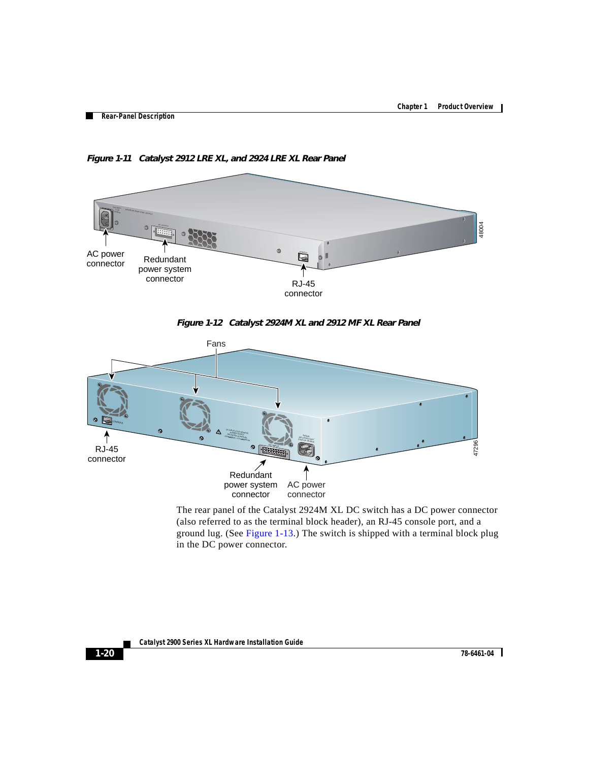**Figure 1-11 Catalyst 2912 LRE XL, and 2924 LRE XL Rear Panel**

AC power connector

Redundant power system connector

RJ-45 connector

48004

**Figure 1-12 Catalyst 2924M XL and 2912 MF XL Rear Panel**

Fans

RJ-45 connector

Redundant power system connector

AC power connector

47296

The rear panel of the Catalyst 2924M XL DC switch has a DC power connector (also referred to as the terminal block header), an RJ-45 console port, and a ground lug. (See Figure 1-13.) The switch is shipped with a terminal block plug in the DC power connector.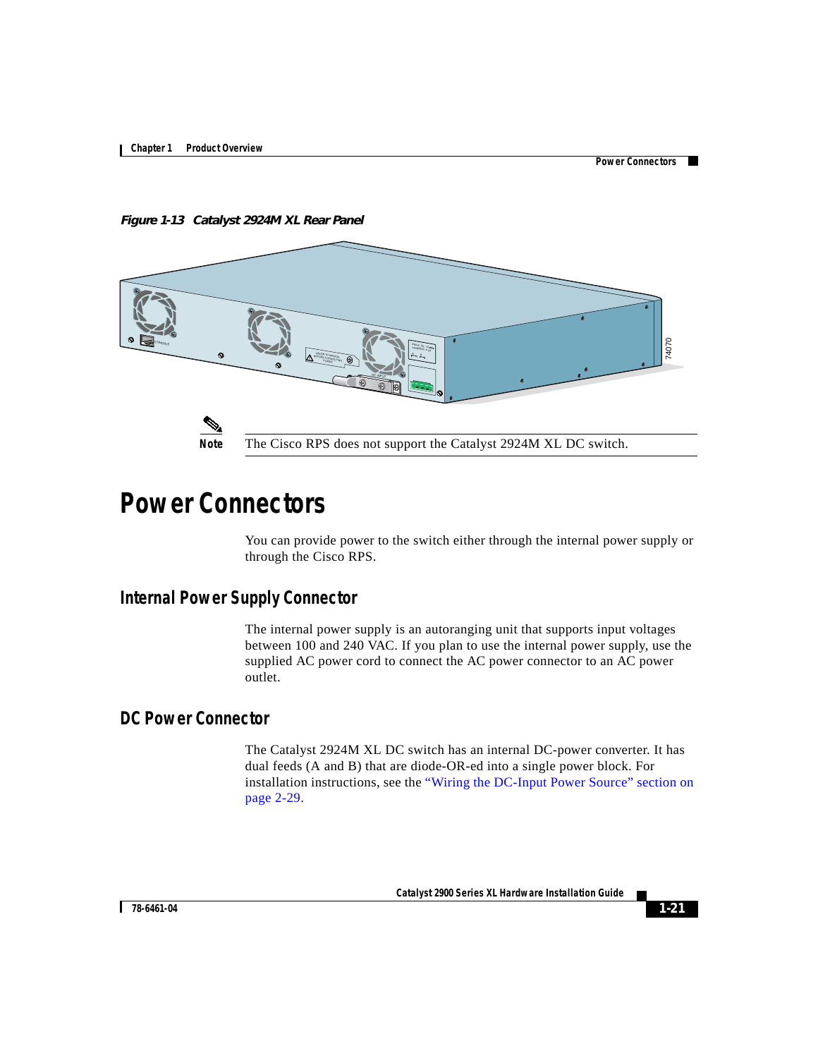*Figure 1-13 Catalyst 2924M XL Rear Panel*

**Note** The Cisco RPS does not support the Catalyst 2924M XL DC switch.

# Power Connectors

You can provide power to the switch either through the internal power supply or through the Cisco RPS.

## Internal Power Supply Connector

The internal power supply is an autoranging unit that supports input voltages between 100 and 240 VAC. If you plan to use the internal power supply, use the supplied AC power cord to connect the AC power connector to an AC power outlet.

## DC Power Connector

The Catalyst 2924M XL DC switch has an internal DC-power converter. It has dual feeds (A and B) that are diode-OR-ed into a single power block. For installation instructions, see the "Wiring the DC-Input Power Source" section on page 2-29.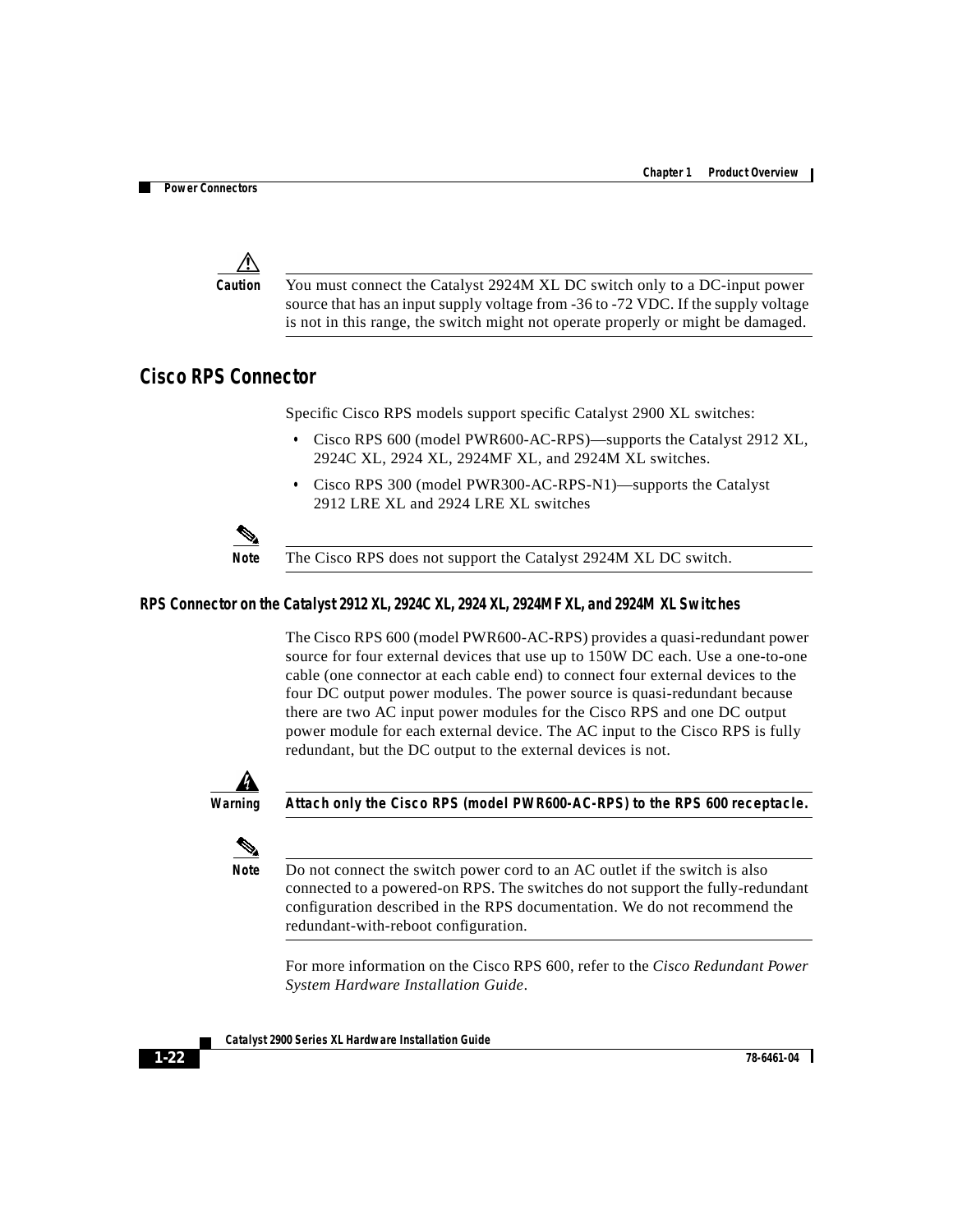**Caution** You must connect the Catalyst 2924M XL DC switch only to a DC-input power source that has an input supply voltage from -36 to -72 VDC. If the supply voltage is not in this range, the switch might not operate properly or might be damaged.

## Cisco RPS Connector

Specific Cisco RPS models support specific Catalyst 2900 XL switches:

- Cisco RPS 600 (model PWR600-AC-RPS)—supports the Catalyst 2912 XL, 2924C XL, 2924 XL, 2924MF XL, and 2924M XL switches.
- Cisco RPS 300 (model PWR300-AC-RPS-N1)—supports the Catalyst 2912 LRE XL and 2924 LRE XL switches

**Note** The Cisco RPS does not support the Catalyst 2924M XL DC switch.

### RPS Connector on the Catalyst 2912 XL, 2924C XL, 2924 XL, 2924MF XL, and 2924M XL Switches

The Cisco RPS 600 (model PWR600-AC-RPS) provides a quasi-redundant power source for four external devices that use up to 150W DC each. Use a one-to-one cable (one connector at each cable end) to connect four external devices to the four DC output power modules. The power source is quasi-redundant because there are two AC input power modules for the Cisco RPS and one DC output power module for each external device. The AC input to the Cisco RPS is fully redundant, but the DC output to the external devices is not.

**Warning** **Attach only the Cisco RPS (model PWR600-AC-RPS) to the RPS 600 receptacle.**

**Note** Do not connect the switch power cord to an AC outlet if the switch is also connected to a powered-on RPS. The switches do not support the fully-redundant configuration described in the RPS documentation. We do not recommend the redundant-with-reboot configuration.

For more information on the Cisco RPS 600, refer to the *Cisco Redundant Power System Hardware Installation Guide*.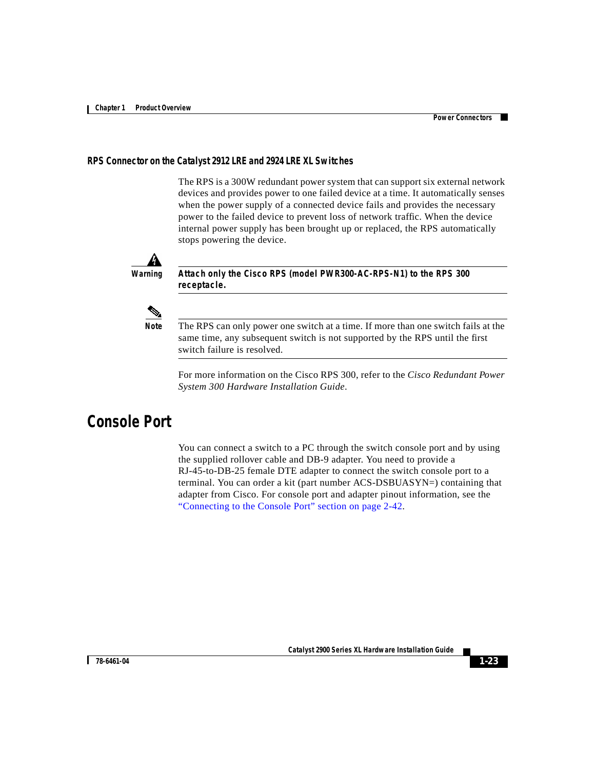### RPS Connector on the Catalyst 2912 LRE and 2924 LRE XL Switches

The RPS is a 300W redundant power system that can support six external network devices and provides power to one failed device at a time. It automatically senses when the power supply of a connected device fails and provides the necessary power to the failed device to prevent loss of network traffic. When the device internal power supply has been brought up or replaced, the RPS automatically stops powering the device.

**Warning** **Attach only the Cisco RPS (model PWR300-AC-RPS-N1) to the RPS 300 receptacle.**

**Note** The RPS can only power one switch at a time. If more than one switch fails at the same time, any subsequent switch is not supported by the RPS until the first switch failure is resolved.

For more information on the Cisco RPS 300, refer to the *Cisco Redundant Power System 300 Hardware Installation Guide*.

## Console Port

You can connect a switch to a PC through the switch console port and by using the supplied rollover cable and DB-9 adapter. You need to provide a RJ-45-to-DB-25 female DTE adapter to connect the switch console port to a terminal. You can order a kit (part number ACS-DSBUASYN=) containing that adapter from Cisco. For console port and adapter pinout information, see the "Connecting to the Console Port" section on page 2-42.